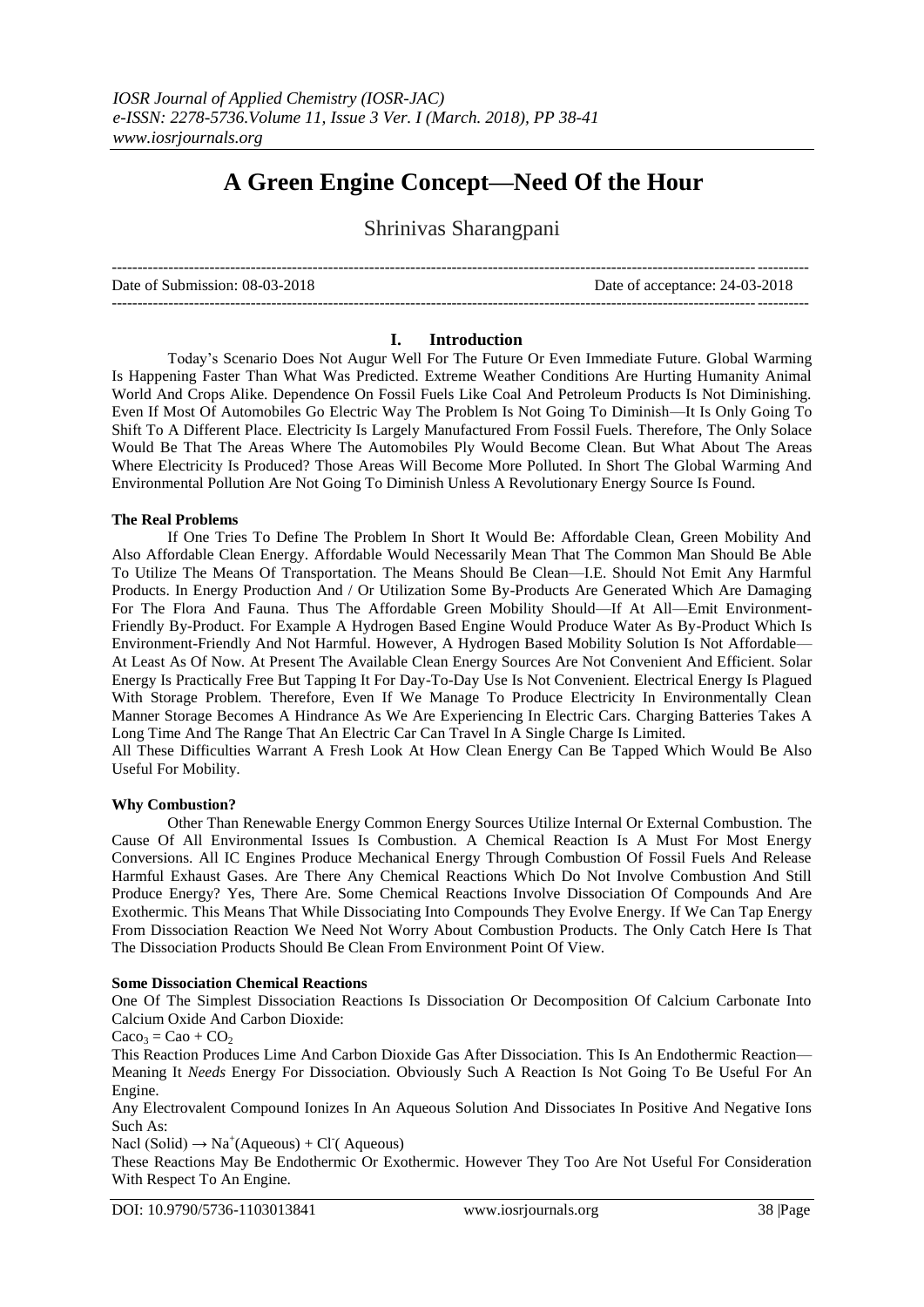*IOSR Journal of Applied Chemistry (IOSR-JAC)*
*e-ISSN: 2278-5736.Volume 11, Issue 3 Ver. I (March. 2018), PP 38-41*
*www.iosrjournals.org*

# A Green Engine Concept—Need Of the Hour

Shrinivas Sharangpani

---

Date of Submission: 08-03-2018 Date of acceptance: 24-03-2018

---

## I. Introduction

Today's Scenario Does Not Augur Well For The Future Or Even Immediate Future. Global Warming Is Happening Faster Than What Was Predicted. Extreme Weather Conditions Are Hurting Humanity Animal World And Crops Alike. Dependence On Fossil Fuels Like Coal And Petroleum Products Is Not Diminishing. Even If Most Of Automobiles Go Electric Way The Problem Is Not Going To Diminish—It Is Only Going To Shift To A Different Place. Electricity Is Largely Manufactured From Fossil Fuels. Therefore, The Only Solace Would Be That The Areas Where The Automobiles Ply Would Become Clean. But What About The Areas Where Electricity Is Produced? Those Areas Will Become More Polluted. In Short The Global Warming And Environmental Pollution Are Not Going To Diminish Unless A Revolutionary Energy Source Is Found.

**The Real Problems**

If One Tries To Define The Problem In Short It Would Be: Affordable Clean, Green Mobility And Also Affordable Clean Energy. Affordable Would Necessarily Mean That The Common Man Should Be Able To Utilize The Means Of Transportation. The Means Should Be Clean—I.E. Should Not Emit Any Harmful Products. In Energy Production And / Or Utilization Some By-Products Are Generated Which Are Damaging For The Flora And Fauna. Thus The Affordable Green Mobility Should—If At All—Emit Environment-Friendly By-Product. For Example A Hydrogen Based Engine Would Produce Water As By-Product Which Is Environment-Friendly And Not Harmful. However, A Hydrogen Based Mobility Solution Is Not Affordable—At Least As Of Now. At Present The Available Clean Energy Sources Are Not Convenient And Efficient. Solar Energy Is Practically Free But Tapping It For Day-To-Day Use Is Not Convenient. Electrical Energy Is Plagued With Storage Problem. Therefore, Even If We Manage To Produce Electricity In Environmentally Clean Manner Storage Becomes A Hindrance As We Are Experiencing In Electric Cars. Charging Batteries Takes A Long Time And The Range That An Electric Car Can Travel In A Single Charge Is Limited.

All These Difficulties Warrant A Fresh Look At How Clean Energy Can Be Tapped Which Would Be Also Useful For Mobility.

**Why Combustion?**

Other Than Renewable Energy Common Energy Sources Utilize Internal Or External Combustion. The Cause Of All Environmental Issues Is Combustion. A Chemical Reaction Is A Must For Most Energy Conversions. All IC Engines Produce Mechanical Energy Through Combustion Of Fossil Fuels And Release Harmful Exhaust Gases. Are There Any Chemical Reactions Which Do Not Involve Combustion And Still Produce Energy? Yes, There Are. Some Chemical Reactions Involve Dissociation Of Compounds And Are Exothermic. This Means That While Dissociating Into Compounds They Evolve Energy. If We Can Tap Energy From Dissociation Reaction We Need Not Worry About Combustion Products. The Only Catch Here Is That The Dissociation Products Should Be Clean From Environment Point Of View.

**Some Dissociation Chemical Reactions**

One Of The Simplest Dissociation Reactions Is Dissociation Or Decomposition Of Calcium Carbonate Into Calcium Oxide And Carbon Dioxide:

$Caco_3 = Cao + CO_2$

This Reaction Produces Lime And Carbon Dioxide Gas After Dissociation. This Is An Endothermic Reaction—Meaning It *Needs* Energy For Dissociation. Obviously Such A Reaction Is Not Going To Be Useful For An Engine.

Any Electrovalent Compound Ionizes In An Aqueous Solution And Dissociates In Positive And Negative Ions Such As:

Nacl (Solid) $\rightarrow Na^+$(Aqueous) + $Cl^-$( Aqueous)

These Reactions May Be Endothermic Or Exothermic. However They Too Are Not Useful For Consideration With Respect To An Engine.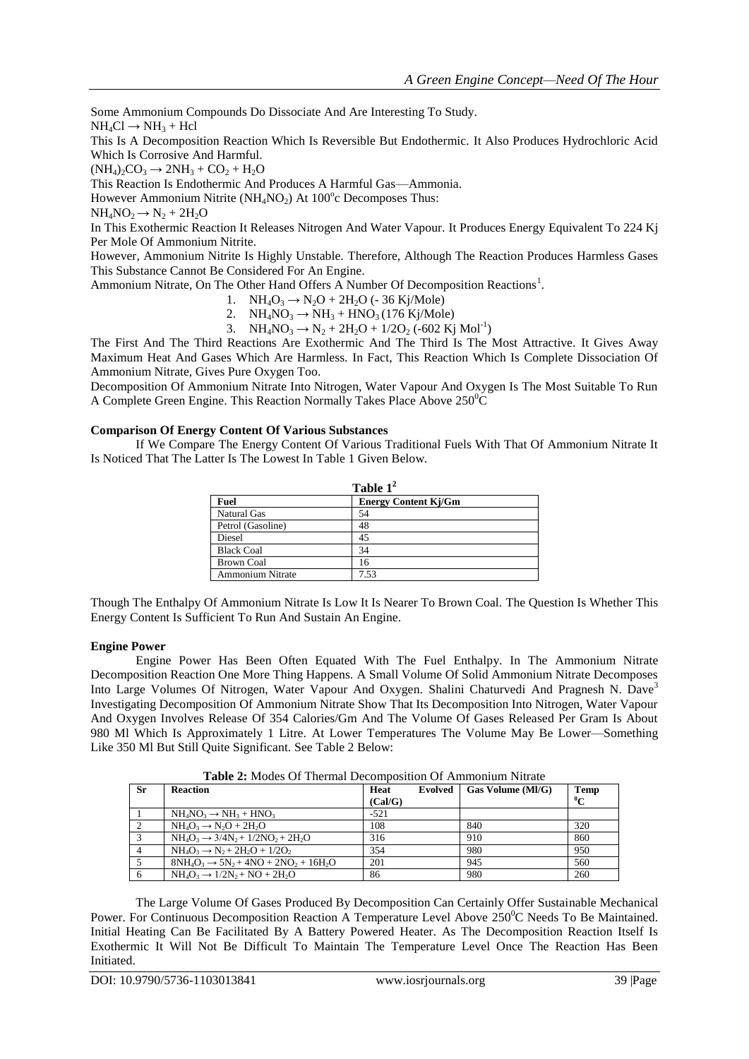Some Ammonium Compounds Do Dissociate And Are Interesting To Study.

$NH_4Cl \rightarrow NH_3 + Hcl$

This Is A Decomposition Reaction Which Is Reversible But Endothermic. It Also Produces Hydrochloric Acid Which Is Corrosive And Harmful.

$(NH_4)_2CO_3 \rightarrow 2NH_3 + CO_2 + H_2O$

This Reaction Is Endothermic And Produces A Harmful Gas—Ammonia.

However Ammonium Nitrite ($NH_4NO_2$) At $100^oc$ Decomposes Thus:

$NH_4NO_2 \rightarrow N_2 + 2H_2O$

In This Exothermic Reaction It Releases Nitrogen And Water Vapour. It Produces Energy Equivalent To 224 Kj Per Mole Of Ammonium Nitrite.

However, Ammonium Nitrite Is Highly Unstable. Therefore, Although The Reaction Produces Harmless Gases This Substance Cannot Be Considered For An Engine.

Ammonium Nitrate, On The Other Hand Offers A Number Of Decomposition Reactions[1].

1. $NH_4O_3 \rightarrow N_2O + 2H_2O$ (- 36 Kj/Mole)
2. $NH_4NO_3 \rightarrow NH_3 + HNO_3$ (176 Kj/Mole)
3. $NH_4NO_3 \rightarrow N_2 + 2H_2O + 1/2O_2$ (-602 Kj $Mol^{-1}$)

The First And The Third Reactions Are Exothermic And The Third Is The Most Attractive. It Gives Away Maximum Heat And Gases Which Are Harmless. In Fact, This Reaction Which Is Complete Dissociation Of Ammonium Nitrate, Gives Pure Oxygen Too.

Decomposition Of Ammonium Nitrate Into Nitrogen, Water Vapour And Oxygen Is The Most Suitable To Run A Complete Green Engine. This Reaction Normally Takes Place Above $250^0C$

**Comparison Of Energy Content Of Various Substances**

If We Compare The Energy Content Of Various Traditional Fuels With That Of Ammonium Nitrate It Is Noticed That The Latter Is The Lowest In Table 1 Given Below.

**Table 1[2]**

| Fuel | Energy Content Kj/Gm |
|---|---|
| Natural Gas | 54 |
| Petrol (Gasoline) | 48 |
| Diesel | 45 |
| Black Coal | 34 |
| Brown Coal | 16 |
| Ammonium Nitrate | 7.53 |

Though The Enthalpy Of Ammonium Nitrate Is Low It Is Nearer To Brown Coal. The Question Is Whether This Energy Content Is Sufficient To Run And Sustain An Engine.

**Engine Power**

Engine Power Has Been Often Equated With The Fuel Enthalpy. In The Ammonium Nitrate Decomposition Reaction One More Thing Happens. A Small Volume Of Solid Ammonium Nitrate Decomposes Into Large Volumes Of Nitrogen, Water Vapour And Oxygen. Shalini Chaturvedi And Pragnesh N. Dave[3] Investigating Decomposition Of Ammonium Nitrate Show That Its Decomposition Into Nitrogen, Water Vapour And Oxygen Involves Release Of 354 Calories/Gm And The Volume Of Gases Released Per Gram Is About 980 Ml Which Is Approximately 1 Litre. At Lower Temperatures The Volume May Be Lower—Something Like 350 Ml But Still Quite Significant. See Table 2 Below:

**Table 2:** Modes Of Thermal Decomposition Of Ammonium Nitrate

| Sr | Reaction | Heat Evolved (Cal/G) | Gas Volume (Ml/G) | Temp $^0C$ |
|---|---|---|---|---|
| 1 | $NH_4NO_3 \rightarrow NH_3 + HNO_3$ | -521 | | |
| 2 | $NH_4O_3 \rightarrow N_2O + 2H_2O$ | 108 | 840 | 320 |
| 3 | $NH_4O_3 \rightarrow 3/4N_2 + 1/2NO_2 + 2H_2O$ | 316 | 910 | 860 |
| 4 | $NH_4O_3 \rightarrow N_2 + 2H_2O + 1/2O_2$ | 354 | 980 | 950 |
| 5 | $8NH_4O_3 \rightarrow 5N_2 + 4NO + 2NO_2 + 16H_2O$ | 201 | 945 | 560 |
| 6 | $NH_4O_3 \rightarrow 1/2N_2 + NO + 2H_2O$ | 86 | 980 | 260 |

The Large Volume Of Gases Produced By Decomposition Can Certainly Offer Sustainable Mechanical Power. For Continuous Decomposition Reaction A Temperature Level Above $250^0C$ Needs To Be Maintained. Initial Heating Can Be Facilitated By A Battery Powered Heater. As The Decomposition Reaction Itself Is Exothermic It Will Not Be Difficult To Maintain The Temperature Level Once The Reaction Has Been Initiated.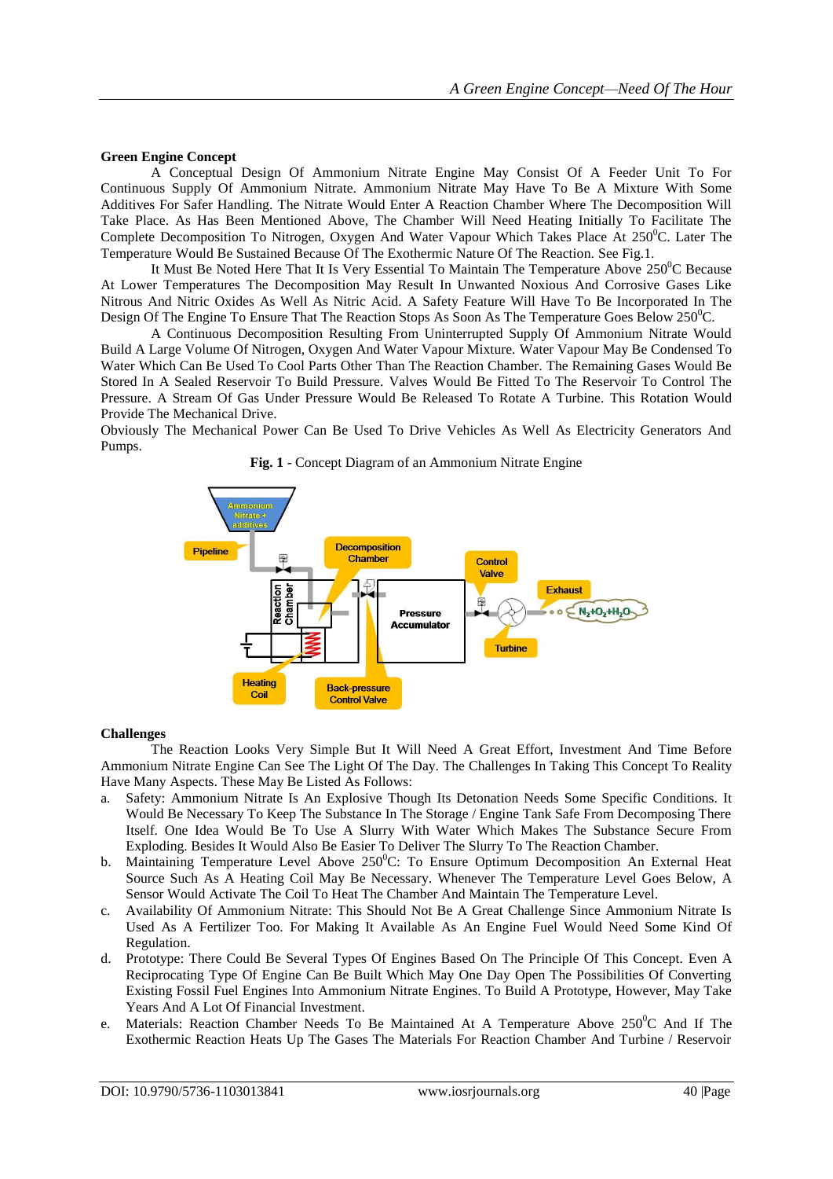**Green Engine Concept**

A Conceptual Design Of Ammonium Nitrate Engine May Consist Of A Feeder Unit To For Continuous Supply Of Ammonium Nitrate. Ammonium Nitrate May Have To Be A Mixture With Some Additives For Safer Handling. The Nitrate Would Enter A Reaction Chamber Where The Decomposition Will Take Place. As Has Been Mentioned Above, The Chamber Will Need Heating Initially To Facilitate The Complete Decomposition To Nitrogen, Oxygen And Water Vapour Which Takes Place At 250$^0$C. Later The Temperature Would Be Sustained Because Of The Exothermic Nature Of The Reaction. See Fig.1.

It Must Be Noted Here That It Is Very Essential To Maintain The Temperature Above 250$^0$C Because At Lower Temperatures The Decomposition May Result In Unwanted Noxious And Corrosive Gases Like Nitrous And Nitric Oxides As Well As Nitric Acid. A Safety Feature Will Have To Be Incorporated In The Design Of The Engine To Ensure That The Reaction Stops As Soon As The Temperature Goes Below 250$^0$C.

A Continuous Decomposition Resulting From Uninterrupted Supply Of Ammonium Nitrate Would Build A Large Volume Of Nitrogen, Oxygen And Water Vapour Mixture. Water Vapour May Be Condensed To Water Which Can Be Used To Cool Parts Other Than The Reaction Chamber. The Remaining Gases Would Be Stored In A Sealed Reservoir To Build Pressure. Valves Would Be Fitted To The Reservoir To Control The Pressure. A Stream Of Gas Under Pressure Would Be Released To Rotate A Turbine. This Rotation Would Provide The Mechanical Drive.

Obviously The Mechanical Power Can Be Used To Drive Vehicles As Well As Electricity Generators And Pumps.

**Fig. 1** - Concept Diagram of an Ammonium Nitrate Engine

**Challenges**

The Reaction Looks Very Simple But It Will Need A Great Effort, Investment And Time Before Ammonium Nitrate Engine Can See The Light Of The Day. The Challenges In Taking This Concept To Reality Have Many Aspects. These May Be Listed As Follows:

a. Safety: Ammonium Nitrate Is An Explosive Though Its Detonation Needs Some Specific Conditions. It Would Be Necessary To Keep The Substance In The Storage / Engine Tank Safe From Decomposing There Itself. One Idea Would Be To Use A Slurry With Water Which Makes The Substance Secure From Exploding. Besides It Would Also Be Easier To Deliver The Slurry To The Reaction Chamber.
b. Maintaining Temperature Level Above 250$^0$C: To Ensure Optimum Decomposition An External Heat Source Such As A Heating Coil May Be Necessary. Whenever The Temperature Level Goes Below, A Sensor Would Activate The Coil To Heat The Chamber And Maintain The Temperature Level.
c. Availability Of Ammonium Nitrate: This Should Not Be A Great Challenge Since Ammonium Nitrate Is Used As A Fertilizer Too. For Making It Available As An Engine Fuel Would Need Some Kind Of Regulation.
d. Prototype: There Could Be Several Types Of Engines Based On The Principle Of This Concept. Even A Reciprocating Type Of Engine Can Be Built Which May One Day Open The Possibilities Of Converting Existing Fossil Fuel Engines Into Ammonium Nitrate Engines. To Build A Prototype, However, May Take Years And A Lot Of Financial Investment.
e. Materials: Reaction Chamber Needs To Be Maintained At A Temperature Above 250$^0$C And If The Exothermic Reaction Heats Up The Gases The Materials For Reaction Chamber And Turbine / Reservoir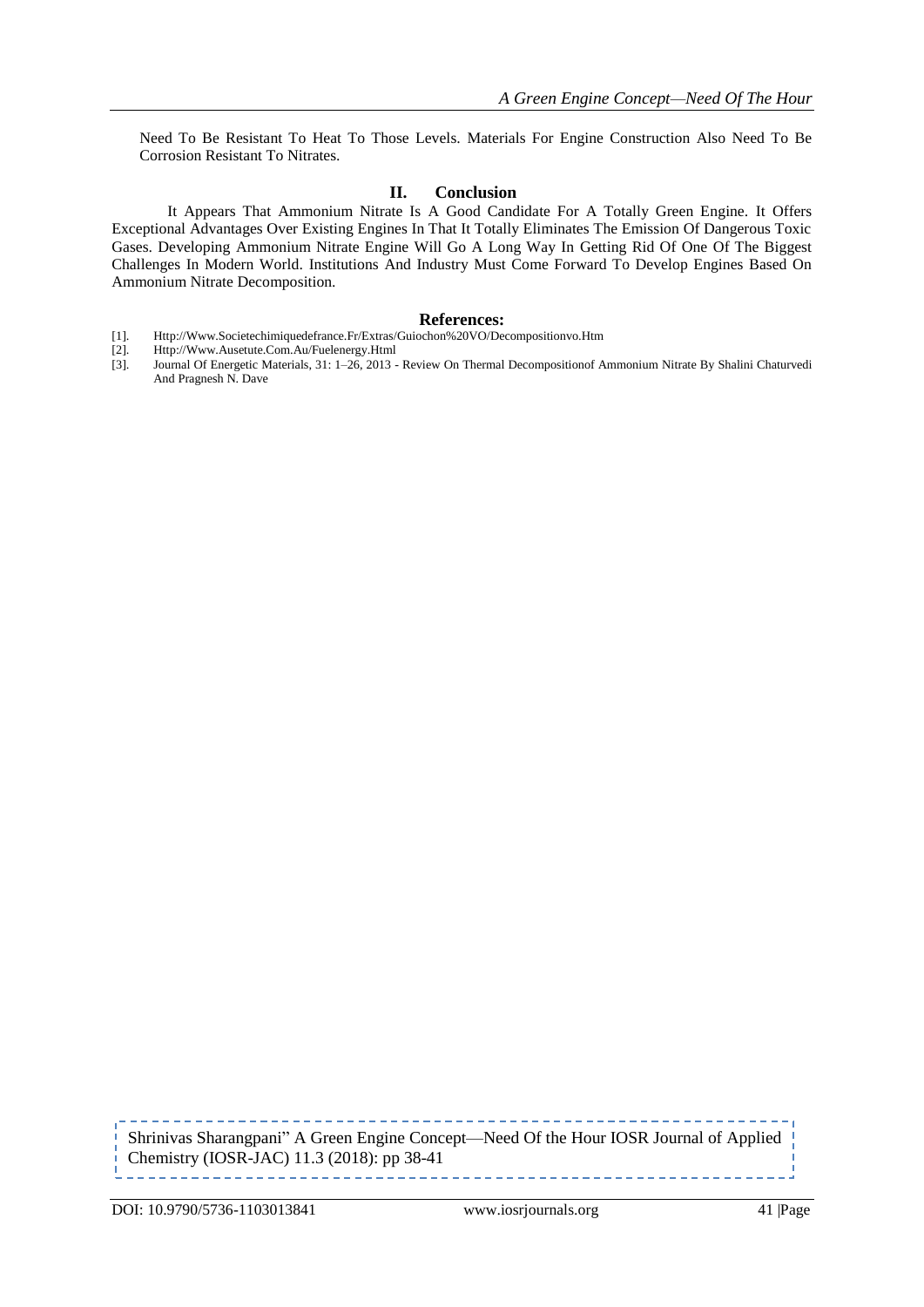Need To Be Resistant To Heat To Those Levels. Materials For Engine Construction Also Need To Be Corrosion Resistant To Nitrates.

## II. Conclusion

It Appears That Ammonium Nitrate Is A Good Candidate For A Totally Green Engine. It Offers Exceptional Advantages Over Existing Engines In That It Totally Eliminates The Emission Of Dangerous Toxic Gases. Developing Ammonium Nitrate Engine Will Go A Long Way In Getting Rid Of One Of The Biggest Challenges In Modern World. Institutions And Industry Must Come Forward To Develop Engines Based On Ammonium Nitrate Decomposition.

## References:

[1]. Http://Www.Societechimiquedefrance.Fr/Extras/Guiochon%20VO/Decompositionvo.Htm

[2]. Http://Www.Ausetute.Com.Au/Fuelenergy.Html

[3]. Journal Of Energetic Materials, 31: 1–26, 2013 - Review On Thermal Decompositionof Ammonium Nitrate By Shalini Chaturvedi And Pragnesh N. Dave

Shrinivas Sharangpani" A Green Engine Concept—Need Of the Hour IOSR Journal of Applied Chemistry (IOSR-JAC) 11.3 (2018): pp 38-41